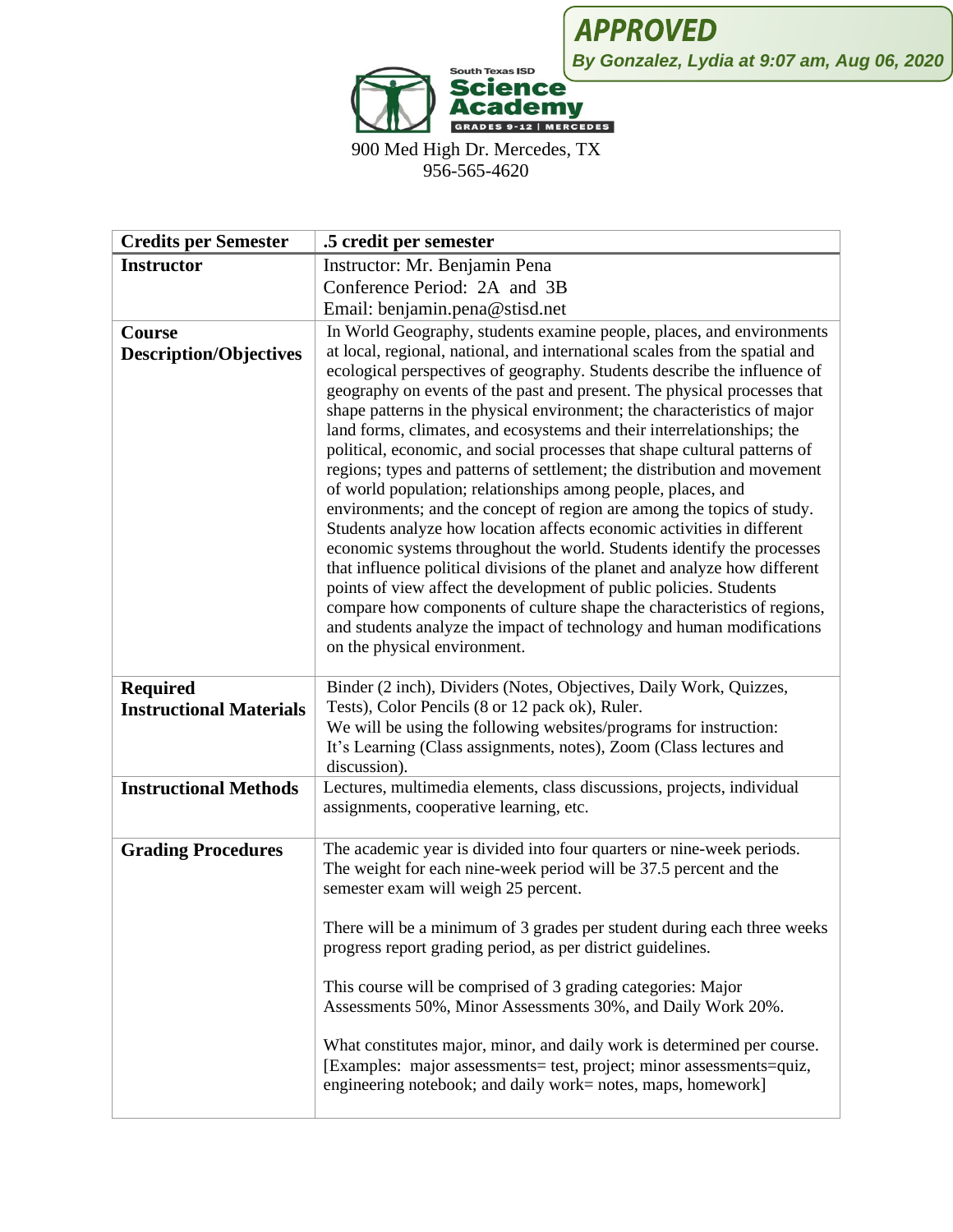**APPROVED**
*By Gonzalez, Lydia at 9:07 am, Aug 06, 2020*

South Texas ISD
**Science Academy**
GRADES 9-12 | MERCEDES

900 Med High Dr. Mercedes, TX
956-565-4620

| **Credits per Semester** | **.5 credit per semester** |
|---|---|
| **Instructor** | Instructor: Mr. Benjamin Pena<br>Conference Period: 2A and 3B<br>Email: benjamin.pena@stisd.net |
| **Course Description/Objectives** | In World Geography, students examine people, places, and environments at local, regional, national, and international scales from the spatial and ecological perspectives of geography. Students describe the influence of geography on events of the past and present. The physical processes that shape patterns in the physical environment; the characteristics of major land forms, climates, and ecosystems and their interrelationships; the political, economic, and social processes that shape cultural patterns of regions; types and patterns of settlement; the distribution and movement of world population; relationships among people, places, and environments; and the concept of region are among the topics of study. Students analyze how location affects economic activities in different economic systems throughout the world. Students identify the processes that influence political divisions of the planet and analyze how different points of view affect the development of public policies. Students compare how components of culture shape the characteristics of regions, and students analyze the impact of technology and human modifications on the physical environment. |
| **Required Instructional Materials** | Binder (2 inch), Dividers (Notes, Objectives, Daily Work, Quizzes, Tests), Color Pencils (8 or 12 pack ok), Ruler.<br>We will be using the following websites/programs for instruction:<br>It's Learning (Class assignments, notes), Zoom (Class lectures and discussion). |
| **Instructional Methods** | Lectures, multimedia elements, class discussions, projects, individual assignments, cooperative learning, etc. |
| **Grading Procedures** | The academic year is divided into four quarters or nine-week periods. The weight for each nine-week period will be 37.5 percent and the semester exam will weigh 25 percent.<br><br>There will be a minimum of 3 grades per student during each three weeks progress report grading period, as per district guidelines.<br><br>This course will be comprised of 3 grading categories: Major Assessments 50%, Minor Assessments 30%, and Daily Work 20%.<br><br>What constitutes major, minor, and daily work is determined per course. [Examples: major assessments= test, project; minor assessments=quiz, engineering notebook; and daily work= notes, maps, homework] |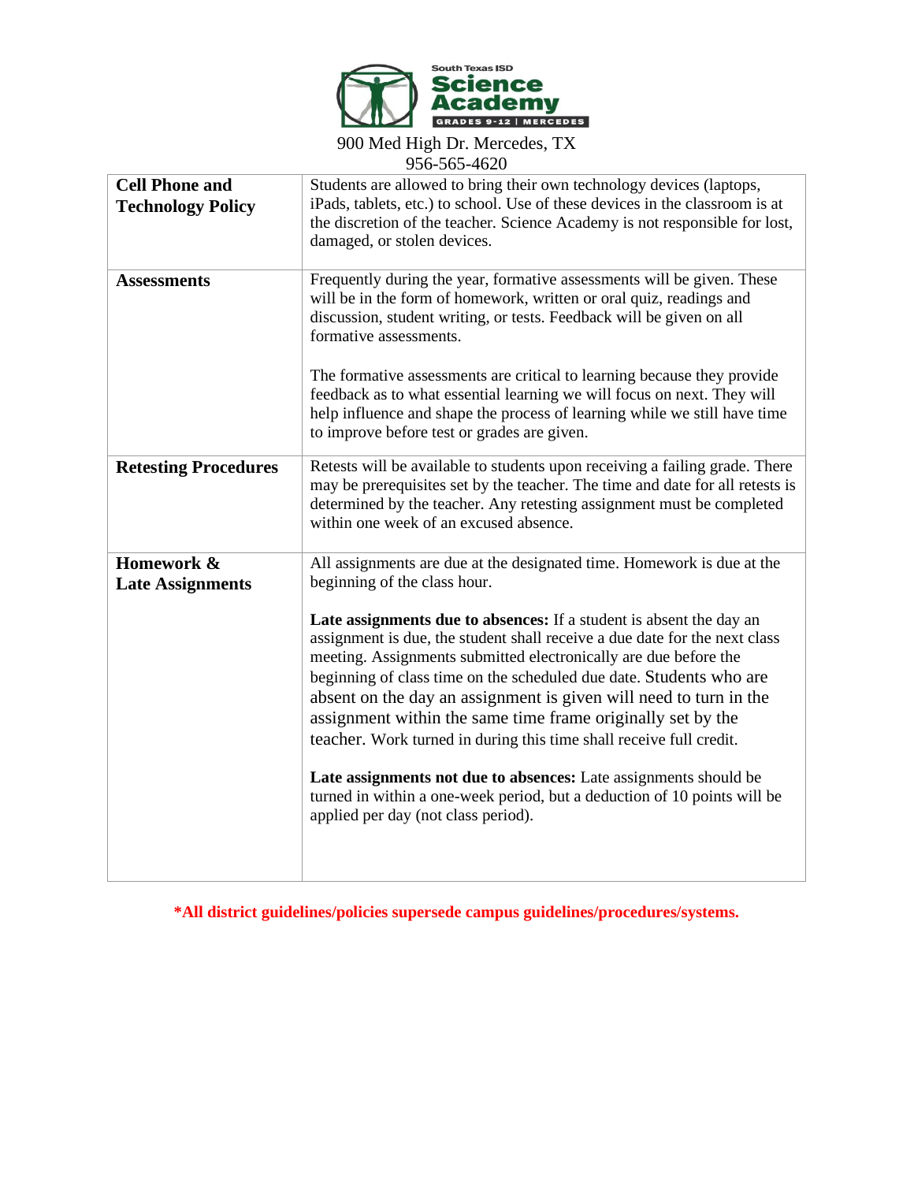South Texas ISD
Science Academy
GRADES 9-12 | MERCEDES

900 Med High Dr. Mercedes, TX
956-565-4620

| | |
|---|---|
| **Cell Phone and Technology Policy** | Students are allowed to bring their own technology devices (laptops, iPads, tablets, etc.) to school. Use of these devices in the classroom is at the discretion of the teacher. Science Academy is not responsible for lost, damaged, or stolen devices. |
| **Assessments** | Frequently during the year, formative assessments will be given. These will be in the form of homework, written or oral quiz, readings and discussion, student writing, or tests. Feedback will be given on all formative assessments.<br><br>The formative assessments are critical to learning because they provide feedback as to what essential learning we will focus on next. They will help influence and shape the process of learning while we still have time to improve before test or grades are given. |
| **Retesting Procedures** | Retests will be available to students upon receiving a failing grade. There may be prerequisites set by the teacher. The time and date for all retests is determined by the teacher. Any retesting assignment must be completed within one week of an excused absence. |
| **Homework & Late Assignments** | All assignments are due at the designated time. Homework is due at the beginning of the class hour.<br><br>**Late assignments due to absences:** If a student is absent the day an assignment is due, the student shall receive a due date for the next class meeting. Assignments submitted electronically are due before the beginning of class time on the scheduled due date. Students who are absent on the day an assignment is given will need to turn in the assignment within the same time frame originally set by the teacher. Work turned in during this time shall receive full credit.<br><br>**Late assignments not due to absences:** Late assignments should be turned in within a one-week period, but a deduction of 10 points will be applied per day (not class period). |

**\*All district guidelines/policies supersede campus guidelines/procedures/systems.**